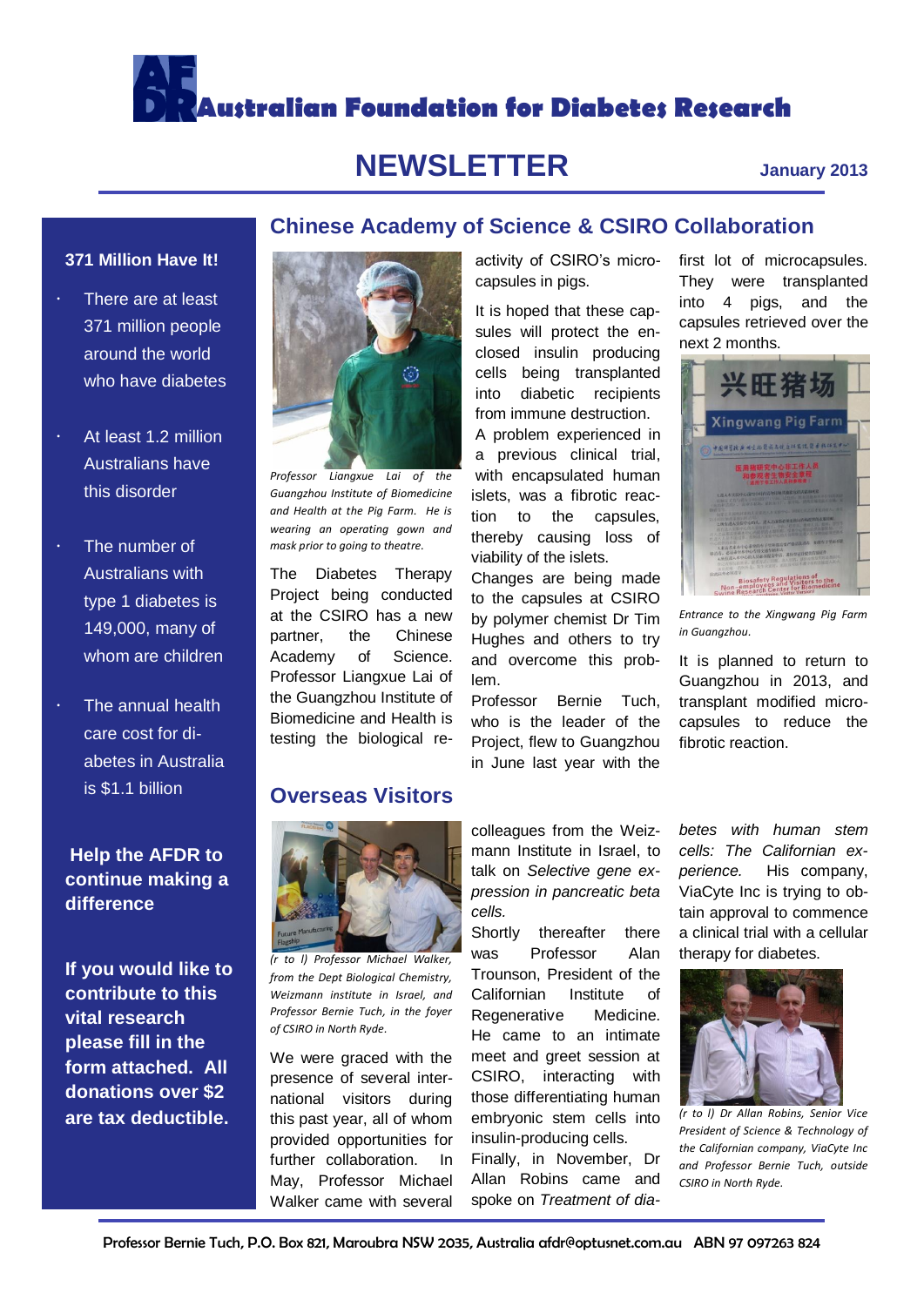# Australian Foundation for Diabetes Research

## NEWSLETTER

**January 2013**

### 371 Million Have It!

- There are at least 371 million people around the world who have diabetes
- At least 1.2 million Australians have this disorder
- The number of Australians with type 1 diabetes is 149,000, many of whom are children
- The annual health care cost for diabetes in Australia is $1.1 billion

**Help the AFDR to continue making a difference**

**If you would like to contribute to this vital research please fill in the form attached. All donations over $2 are tax deductible.**

## Chinese Academy of Science & CSIRO Collaboration

*Professor Liangxue Lai of the Guangzhou Institute of Biomedicine and Health at the Pig Farm. He is wearing an operating gown and mask prior to going to theatre.*

The Diabetes Therapy Project being conducted at the CSIRO has a new partner, the Chinese Academy of Science. Professor Liangxue Lai of the Guangzhou Institute of Biomedicine and Health is testing the biological activity of CSIRO's microcapsules in pigs.

It is hoped that these capsules will protect the enclosed insulin producing cells being transplanted into diabetic recipients from immune destruction.

A problem experienced in a previous clinical trial, with encapsulated human islets, was a fibrotic reaction to the capsules, thereby causing loss of viability of the islets.

Changes are being made to the capsules at CSIRO by polymer chemist Dr Tim Hughes and others to try and overcome this problem.

Professor Bernie Tuch, who is the leader of the Project, flew to Guangzhou in June last year with the first lot of microcapsules. They were transplanted into 4 pigs, and the capsules retrieved over the next 2 months.

*Entrance to the Xingwang Pig Farm in Guangzhou.*

It is planned to return to Guangzhou in 2013, and transplant modified microcapsules to reduce the fibrotic reaction.

## Overseas Visitors

*(r to l) Professor Michael Walker, from the Dept Biological Chemistry, Weizmann institute in Israel, and Professor Bernie Tuch, in the foyer of CSIRO in North Ryde.*

We were graced with the presence of several international visitors during this past year, all of whom provided opportunities for further collaboration. In May, Professor Michael Walker came with several colleagues from the Weizmann Institute in Israel, to talk on *Selective gene expression in pancreatic beta cells.*

Shortly thereafter there was Professor Alan Trounson, President of the Californian Institute of Regenerative Medicine. He came to an intimate meet and greet session at CSIRO, interacting with those differentiating human embryonic stem cells into insulin-producing cells.

Finally, in November, Dr Allan Robins came and spoke on *Treatment of diabetes with human stem cells: The Californian experience.* His company, ViaCyte Inc is trying to obtain approval to commence a clinical trial with a cellular therapy for diabetes.

*(r to l) Dr Allan Robins, Senior Vice President of Science & Technology of the Californian company, ViaCyte Inc and Professor Bernie Tuch, outside CSIRO in North Ryde.*

Professor Bernie Tuch, P.O. Box 821, Maroubra NSW 2035, Australia afdr@optusnet.com.au ABN 97 097263 824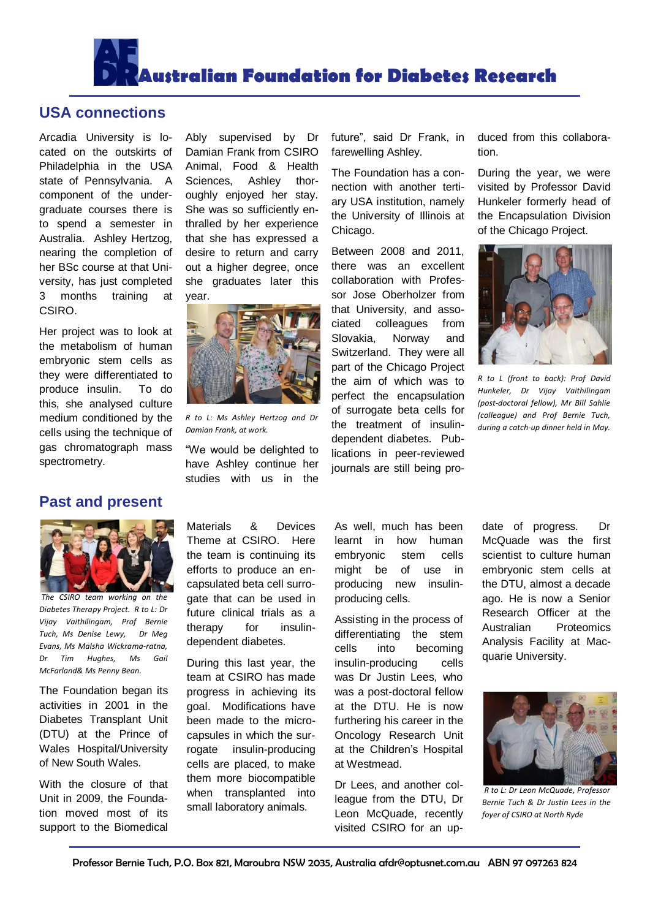# Australian Foundation for Diabetes Research

## USA connections

Arcadia University is located on the outskirts of Philadelphia in the USA state of Pennsylvania. A component of the undergraduate courses there is to spend a semester in Australia. Ashley Hertzog, nearing the completion of her BSc course at that University, has just completed 3 months training at CSIRO.

Her project was to look at the metabolism of human embryonic stem cells as they were differentiated to produce insulin. To do this, she analysed culture medium conditioned by the cells using the technique of gas chromatograph mass spectrometry.

Ably supervised by Dr Damian Frank from CSIRO Animal, Food & Health Sciences, Ashley thoroughly enjoyed her stay. She was so sufficiently enthralled by her experience that she has expressed a desire to return and carry out a higher degree, once she graduates later this year.

*R to L: Ms Ashley Hertzog and Dr Damian Frank, at work.*

"We would be delighted to have Ashley continue her studies with us in the future", said Dr Frank, in farewelling Ashley.

The Foundation has a connection with another tertiary USA institution, namely the University of Illinois at Chicago.

Between 2008 and 2011, there was an excellent collaboration with Professor Jose Oberholzer from that University, and associated colleagues from Slovakia, Norway and Switzerland. They were all part of the Chicago Project the aim of which was to perfect the encapsulation of surrogate beta cells for the treatment of insulin-dependent diabetes. Publications in peer-reviewed journals are still being produced from this collaboration.

During the year, we were visited by Professor David Hunkeler formerly head of the Encapsulation Division of the Chicago Project.

*R to L (front to back): Prof David Hunkeler, Dr Vijay Vaithilingam (post-doctoral fellow), Mr Bill Sahlie (colleague) and Prof Bernie Tuch, during a catch-up dinner held in May.*

## Past and present

*The CSIRO team working on the Diabetes Therapy Project. R to L: Dr Vijay Vaithilingam, Prof Bernie Tuch, Ms Denise Lewy, Dr Meg Evans, Ms Malsha Wickrama-ratna, Dr Tim Hughes, Ms Gail McFarland& Ms Penny Bean.*

The Foundation began its activities in 2001 in the Diabetes Transplant Unit (DTU) at the Prince of Wales Hospital/University of New South Wales.

With the closure of that Unit in 2009, the Foundation moved most of its support to the Biomedical Materials & Devices Theme at CSIRO. Here the team is continuing its efforts to produce an encapsulated beta cell surrogate that can be used in future clinical trials as a therapy for insulin-dependent diabetes.

During this last year, the team at CSIRO has made progress in achieving its goal. Modifications have been made to the microcapsules in which the surrogate insulin-producing cells are placed, to make them more biocompatible when transplanted into small laboratory animals.

As well, much has been learnt in how human embryonic stem cells might be of use in producing new insulin-producing cells.

Assisting in the process of differentiating the stem cells into becoming insulin-producing cells was Dr Justin Lees, who was a post-doctoral fellow at the DTU. He is now furthering his career in the Oncology Research Unit at the Children's Hospital at Westmead.

Dr Lees, and another colleague from the DTU, Dr Leon McQuade, recently visited CSIRO for an update of progress. Dr McQuade was the first scientist to culture human embryonic stem cells at the DTU, almost a decade ago. He is now a Senior Research Officer at the Australian Proteomics Analysis Facility at Macquarie University.

*R to L: Dr Leon McQuade, Professor Bernie Tuch & Dr Justin Lees in the foyer of CSIRO at North Ryde*

Professor Bernie Tuch, P.O. Box 821, Maroubra NSW 2035, Australia afdr@optusnet.com.au ABN 97 097263 824